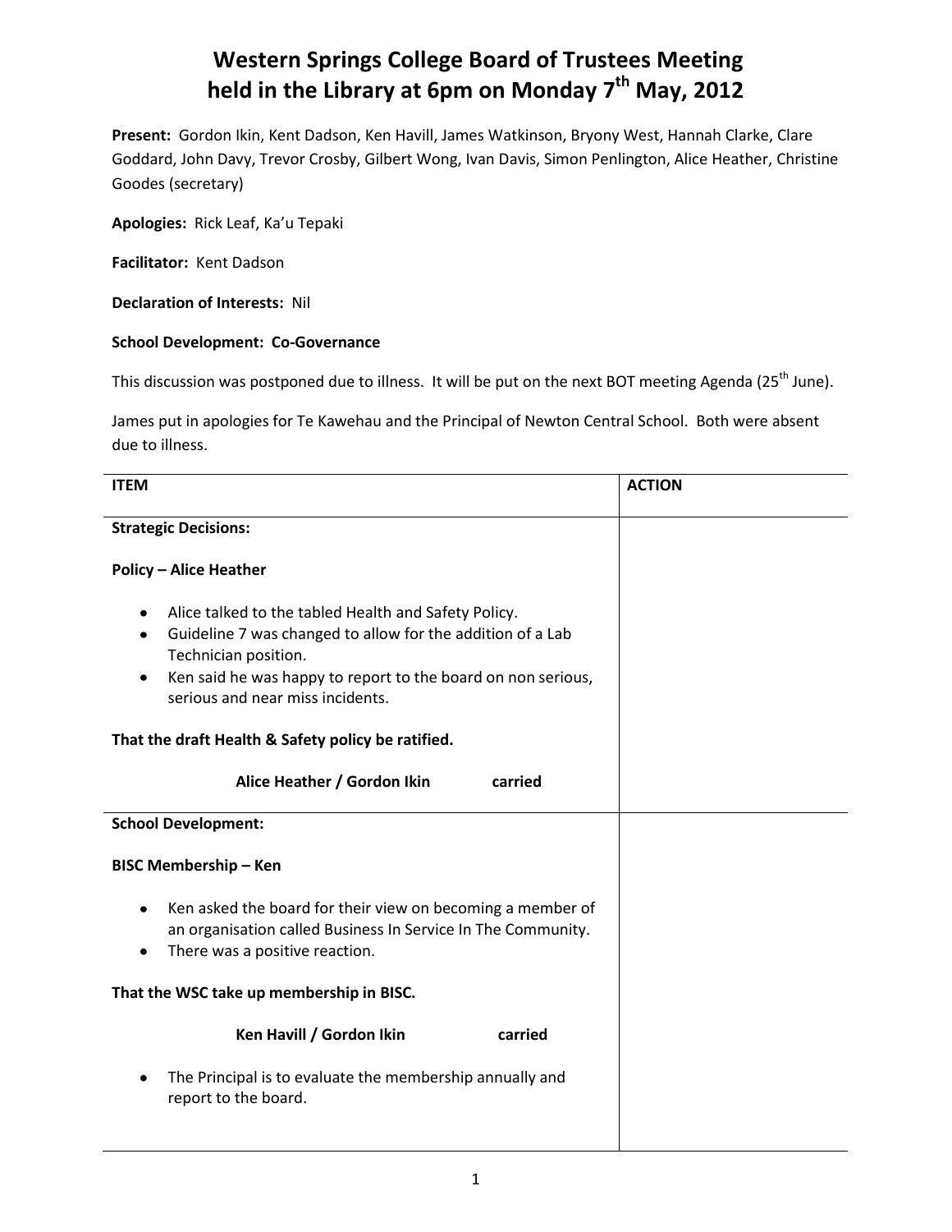# Western Springs College Board of Trustees Meeting held in the Library at 6pm on Monday 7th May, 2012

**Present:** Gordon Ikin, Kent Dadson, Ken Havill, James Watkinson, Bryony West, Hannah Clarke, Clare Goddard, John Davy, Trevor Crosby, Gilbert Wong, Ivan Davis, Simon Penlington, Alice Heather, Christine Goodes (secretary)

**Apologies:** Rick Leaf, Ka'u Tepaki

**Facilitator:** Kent Dadson

**Declaration of Interests:** Nil

**School Development: Co-Governance**

This discussion was postponed due to illness. It will be put on the next BOT meeting Agenda (25th June).

James put in apologies for Te Kawehau and the Principal of Newton Central School. Both were absent due to illness.

| ITEM | ACTION |
|---|---|
| **Strategic Decisions:**<br><br>**Policy – Alice Heather**<br><br>• Alice talked to the tabled Health and Safety Policy.<br>• Guideline 7 was changed to allow for the addition of a Lab Technician position.<br>• Ken said he was happy to report to the board on non serious, serious and near miss incidents.<br><br>**That the draft Health & Safety policy be ratified.**<br><br>**Alice Heather / Gordon Ikin carried** | |
| **School Development:**<br><br>**BISC Membership – Ken**<br><br>• Ken asked the board for their view on becoming a member of an organisation called Business In Service In The Community.<br>• There was a positive reaction.<br><br>**That the WSC take up membership in BISC.**<br><br>**Ken Havill / Gordon Ikin carried**<br><br>• The Principal is to evaluate the membership annually and report to the board. | |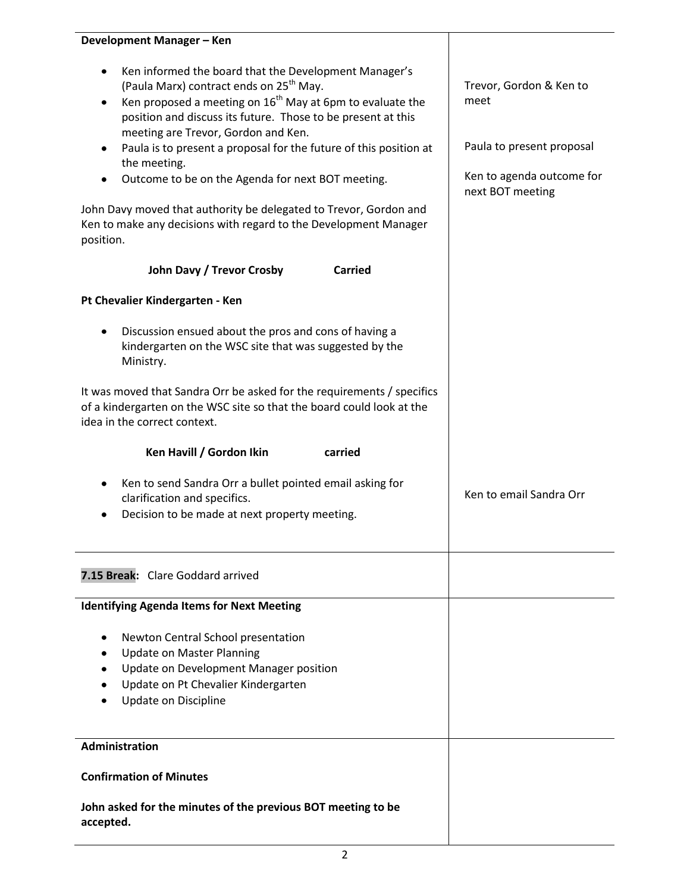| | |
|---|---|
| **Development Manager – Ken**<br><br>• Ken informed the board that the Development Manager's (Paula Marx) contract ends on 25th May.<br>• Ken proposed a meeting on 16th May at 6pm to evaluate the position and discuss its future. Those to be present at this meeting are Trevor, Gordon and Ken.<br>• Paula is to present a proposal for the future of this position at the meeting.<br>• Outcome to be on the Agenda for next BOT meeting.<br><br>John Davy moved that authority be delegated to Trevor, Gordon and Ken to make any decisions with regard to the Development Manager position.<br><br>**John Davy / Trevor Crosby Carried**<br><br>**Pt Chevalier Kindergarten - Ken**<br><br>• Discussion ensued about the pros and cons of having a kindergarten on the WSC site that was suggested by the Ministry.<br><br>It was moved that Sandra Orr be asked for the requirements / specifics of a kindergarten on the WSC site so that the board could look at the idea in the correct context.<br><br>**Ken Havill / Gordon Ikin carried**<br><br>• Ken to send Sandra Orr a bullet pointed email asking for clarification and specifics.<br>• Decision to be made at next property meeting. | Trevor, Gordon & Ken to meet<br><br>Paula to present proposal<br><br>Ken to agenda outcome for next BOT meeting<br><br>Ken to email Sandra Orr |
| **7.15 Break:** Clare Goddard arrived | |
| **Identifying Agenda Items for Next Meeting**<br><br>• Newton Central School presentation<br>• Update on Master Planning<br>• Update on Development Manager position<br>• Update on Pt Chevalier Kindergarten<br>• Update on Discipline | |
| **Administration**<br><br>**Confirmation of Minutes**<br><br>**John asked for the minutes of the previous BOT meeting to be accepted.** | |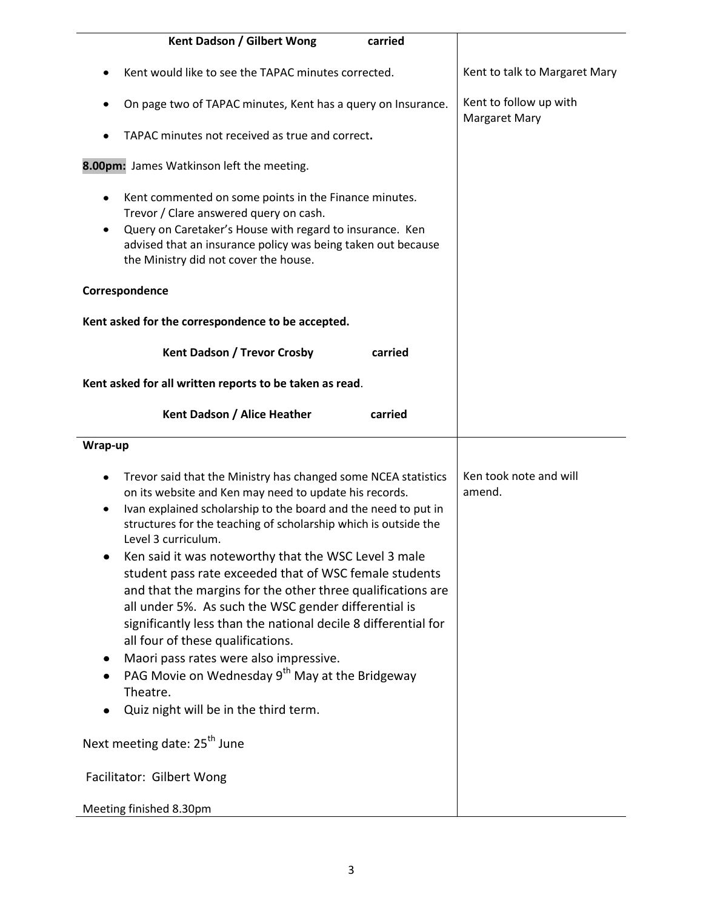| | |
|---|---|
| **Kent Dadson / Gilbert Wong carried** | |
| • Kent would like to see the TAPAC minutes corrected. | Kent to talk to Margaret Mary |
| • On page two of TAPAC minutes, Kent has a query on Insurance. | Kent to follow up with Margaret Mary |
| • TAPAC minutes not received as true and correct**.** | |
| **8.00pm:** James Watkinson left the meeting. | |
| • Kent commented on some points in the Finance minutes. Trevor / Clare answered query on cash.<br>• Query on Caretaker's House with regard to insurance. Ken advised that an insurance policy was being taken out because the Ministry did not cover the house. | |
| **Correspondence** | |
| **Kent asked for the correspondence to be accepted.** | |
| **Kent Dadson / Trevor Crosby carried** | |
| **Kent asked for all written reports to be taken as read**. | |
| **Kent Dadson / Alice Heather carried** | |
| **Wrap-up** | |
| • Trevor said that the Ministry has changed some NCEA statistics on its website and Ken may need to update his records.<br>• Ivan explained scholarship to the board and the need to put in structures for the teaching of scholarship which is outside the Level 3 curriculum.<br>• Ken said it was noteworthy that the WSC Level 3 male student pass rate exceeded that of WSC female students and that the margins for the other three qualifications are all under 5%. As such the WSC gender differential is significantly less than the national decile 8 differential for all four of these qualifications.<br>• Maori pass rates were also impressive.<br>• PAG Movie on Wednesday 9th May at the Bridgeway Theatre.<br>• Quiz night will be in the third term. | Ken took note and will amend. |
| Next meeting date: 25th June | |
| Facilitator: Gilbert Wong | |
| Meeting finished 8.30pm | |